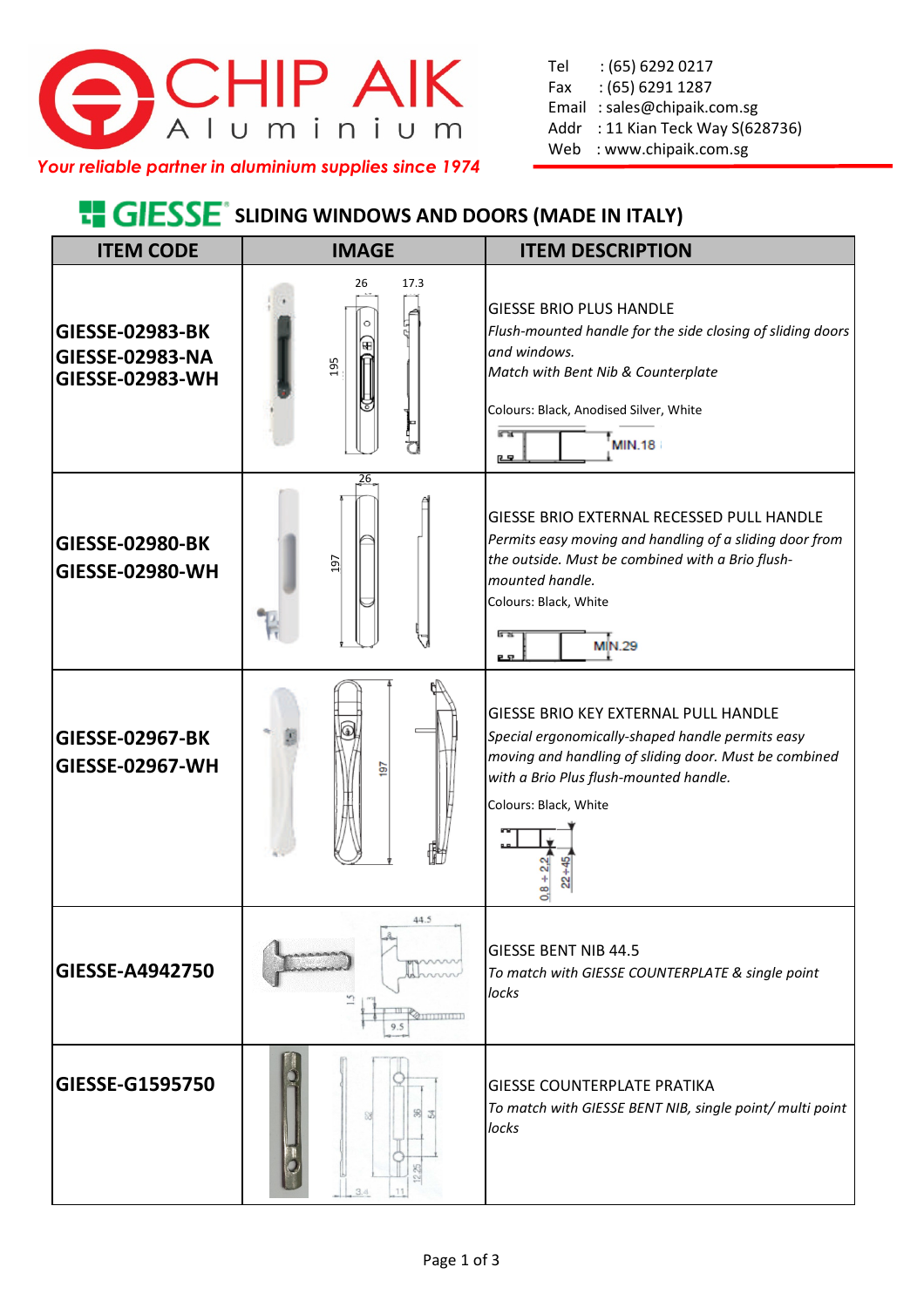# CHIP AIK Aluminium

*Your reliable partner in aluminium supplies since 1974*

Tel : (65) 6292 0217
Fax : (65) 6291 1287
Email : sales@chipaik.com.sg
Addr : 11 Kian Teck Way S(628736)
Web : www.chipaik.com.sg

## GIESSE SLIDING WINDOWS AND DOORS (MADE IN ITALY)

| ITEM CODE | IMAGE | ITEM DESCRIPTION |
|---|---|---|
| **GIESSE-02983-BK**<br>**GIESSE-02983-NA**<br>**GIESSE-02983-WH** | 26 17.3 195 | GIESSE BRIO PLUS HANDLE<br>*Flush-mounted handle for the side closing of sliding doors and windows.*<br>*Match with Bent Nib & Counterplate*<br>Colours: Black, Anodised Silver, White<br>MIN.18 |
| **GIESSE-02980-BK**<br>**GIESSE-02980-WH** | 26 197 | GIESSE BRIO EXTERNAL RECESSED PULL HANDLE<br>*Permits easy moving and handling of a sliding door from the outside. Must be combined with a Brio flush-mounted handle.*<br>Colours: Black, White<br>MIN.29 |
| **GIESSE-02967-BK**<br>**GIESSE-02967-WH** | 197 | GIESSE BRIO KEY EXTERNAL PULL HANDLE<br>*Special ergonomically-shaped handle permits easy moving and handling of sliding door. Must be combined with a Brio Plus flush-mounted handle.*<br>Colours: Black, White<br>0.8 ÷ 2.2 22 ÷ 45 |
| **GIESSE-A4942750** | 44.5 15 9.5 | GIESSE BENT NIB 44.5<br>*To match with GIESSE COUNTERPLATE & single point locks* |
| **GIESSE-G1595750** | 92 36 54 12.25 3.4 11 | GIESSE COUNTERPLATE PRATIKA<br>*To match with GIESSE BENT NIB, single point/ multi point locks* |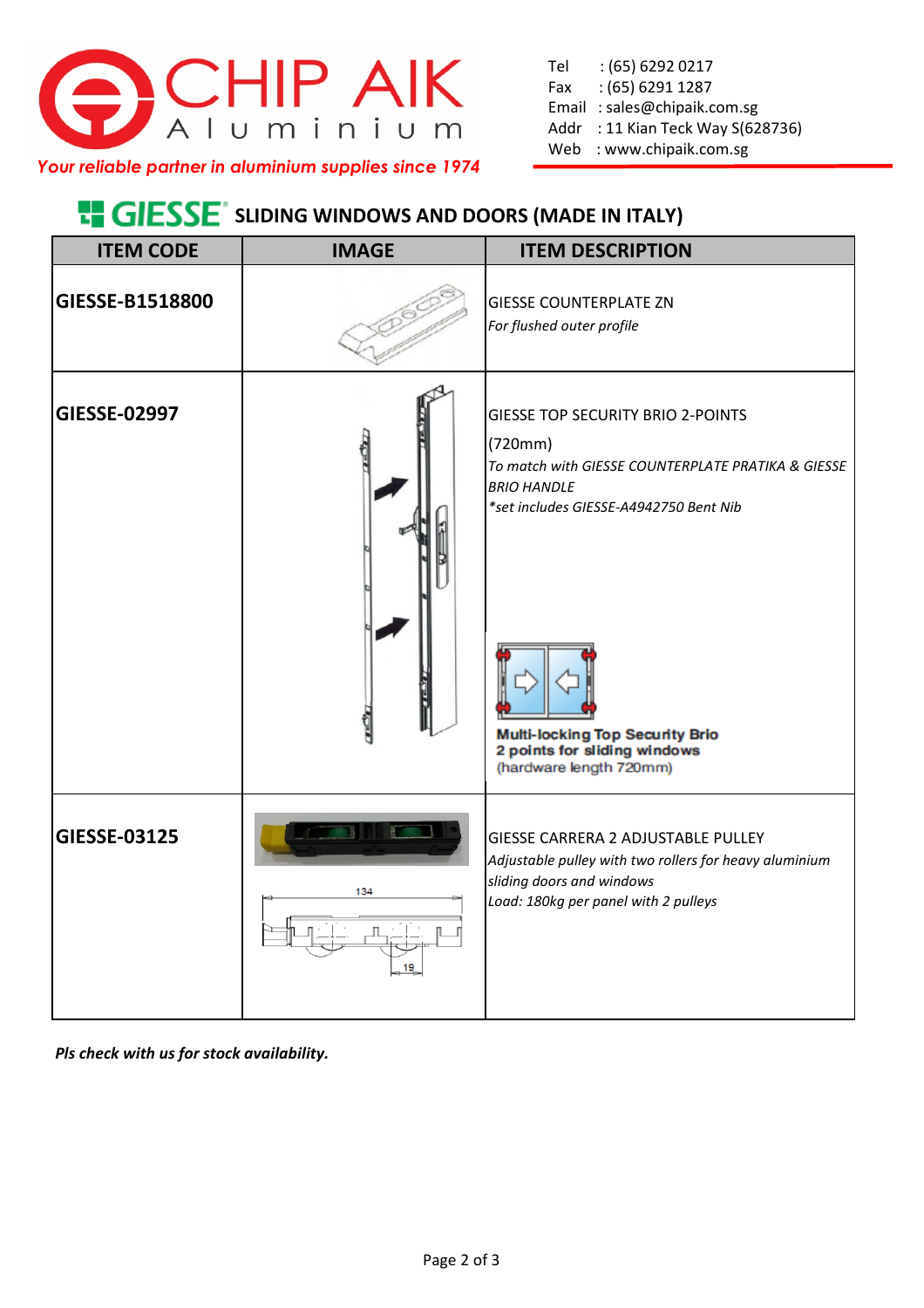# CHIP AIK Aluminium

*Your reliable partner in aluminium supplies since 1974*

Tel : (65) 6292 0217
Fax : (65) 6291 1287
Email : sales@chipaik.com.sg
Addr : 11 Kian Teck Way S(628736)
Web : www.chipaik.com.sg

## GIESSE SLIDING WINDOWS AND DOORS (MADE IN ITALY)

| ITEM CODE | IMAGE | ITEM DESCRIPTION |
|---|---|---|
| **GIESSE-B1518800** | | GIESSE COUNTERPLATE ZN<br>*For flushed outer profile* |
| **GIESSE-02997** | | GIESSE TOP SECURITY BRIO 2-POINTS<br>(720mm)<br>*To match with GIESSE COUNTERPLATE PRATIKA & GIESSE BRIO HANDLE*<br>*\*set includes GIESSE-A4942750 Bent Nib*<br>**Multi-locking Top Security Brio 2 points for sliding windows**<br>(hardware length 720mm) |
| **GIESSE-03125** | 134<br>19 | GIESSE CARRERA 2 ADJUSTABLE PULLEY<br>*Adjustable pulley with two rollers for heavy aluminium sliding doors and windows*<br>*Load: 180kg per panel with 2 pulleys* |

***Pls check with us for stock availability.***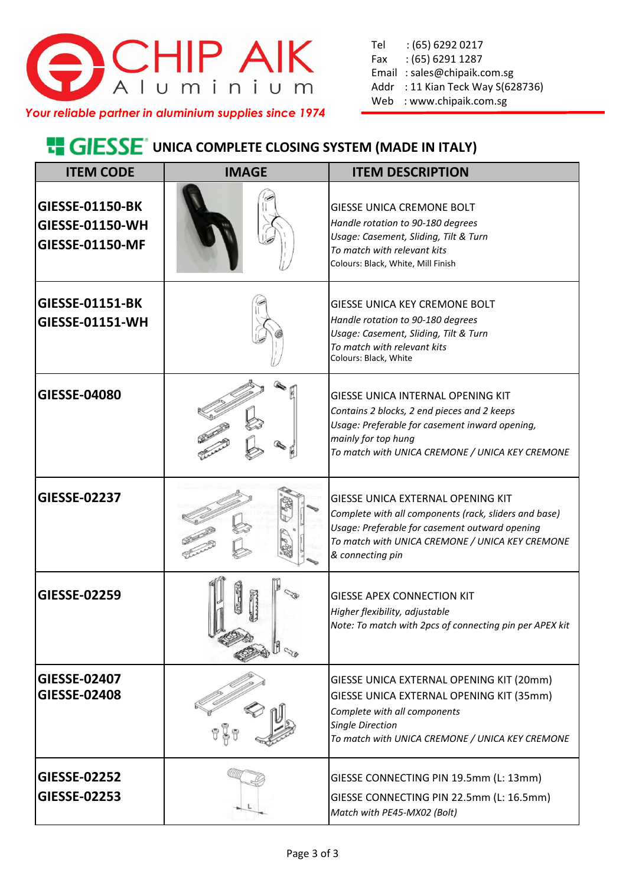# CHIP AIK Aluminium

*Your reliable partner in aluminium supplies since 1974*

Tel : (65) 6292 0217
Fax : (65) 6291 1287
Email : sales@chipaik.com.sg
Addr : 11 Kian Teck Way S(628736)
Web : www.chipaik.com.sg

## GIESSE UNICA COMPLETE CLOSING SYSTEM (MADE IN ITALY)

| ITEM CODE | IMAGE | ITEM DESCRIPTION |
|---|---|---|
| **GIESSE-01150-BK**<br>**GIESSE-01150-WH**<br>**GIESSE-01150-MF** | | GIESSE UNICA CREMONE BOLT<br>*Handle rotation to 90-180 degrees*<br>*Usage: Casement, Sliding, Tilt & Turn*<br>*To match with relevant kits*<br>Colours: Black, White, Mill Finish |
| **GIESSE-01151-BK**<br>**GIESSE-01151-WH** | | GIESSE UNICA KEY CREMONE BOLT<br>*Handle rotation to 90-180 degrees*<br>*Usage: Casement, Sliding, Tilt & Turn*<br>*To match with relevant kits*<br>Colours: Black, White |
| **GIESSE-04080** | | GIESSE UNICA INTERNAL OPENING KIT<br>*Contains 2 blocks, 2 end pieces and 2 keeps*<br>*Usage: Preferable for casement inward opening, mainly for top hung*<br>*To match with UNICA CREMONE / UNICA KEY CREMONE* |
| **GIESSE-02237** | | GIESSE UNICA EXTERNAL OPENING KIT<br>*Complete with all components (rack, sliders and base)*<br>*Usage: Preferable for casement outward opening*<br>*To match with UNICA CREMONE / UNICA KEY CREMONE & connecting pin* |
| **GIESSE-02259** | | GIESSE APEX CONNECTION KIT<br>*Higher flexibility, adjustable*<br>*Note: To match with 2pcs of connecting pin per APEX kit* |
| **GIESSE-02407**<br>**GIESSE-02408** | | GIESSE UNICA EXTERNAL OPENING KIT (20mm)<br>GIESSE UNICA EXTERNAL OPENING KIT (35mm)<br>*Complete with all components*<br>*Single Direction*<br>*To match with UNICA CREMONE / UNICA KEY CREMONE* |
| **GIESSE-02252**<br>**GIESSE-02253** | | GIESSE CONNECTING PIN 19.5mm (L: 13mm)<br>GIESSE CONNECTING PIN 22.5mm (L: 16.5mm)<br>*Match with PE45-MX02 (Bolt)* |